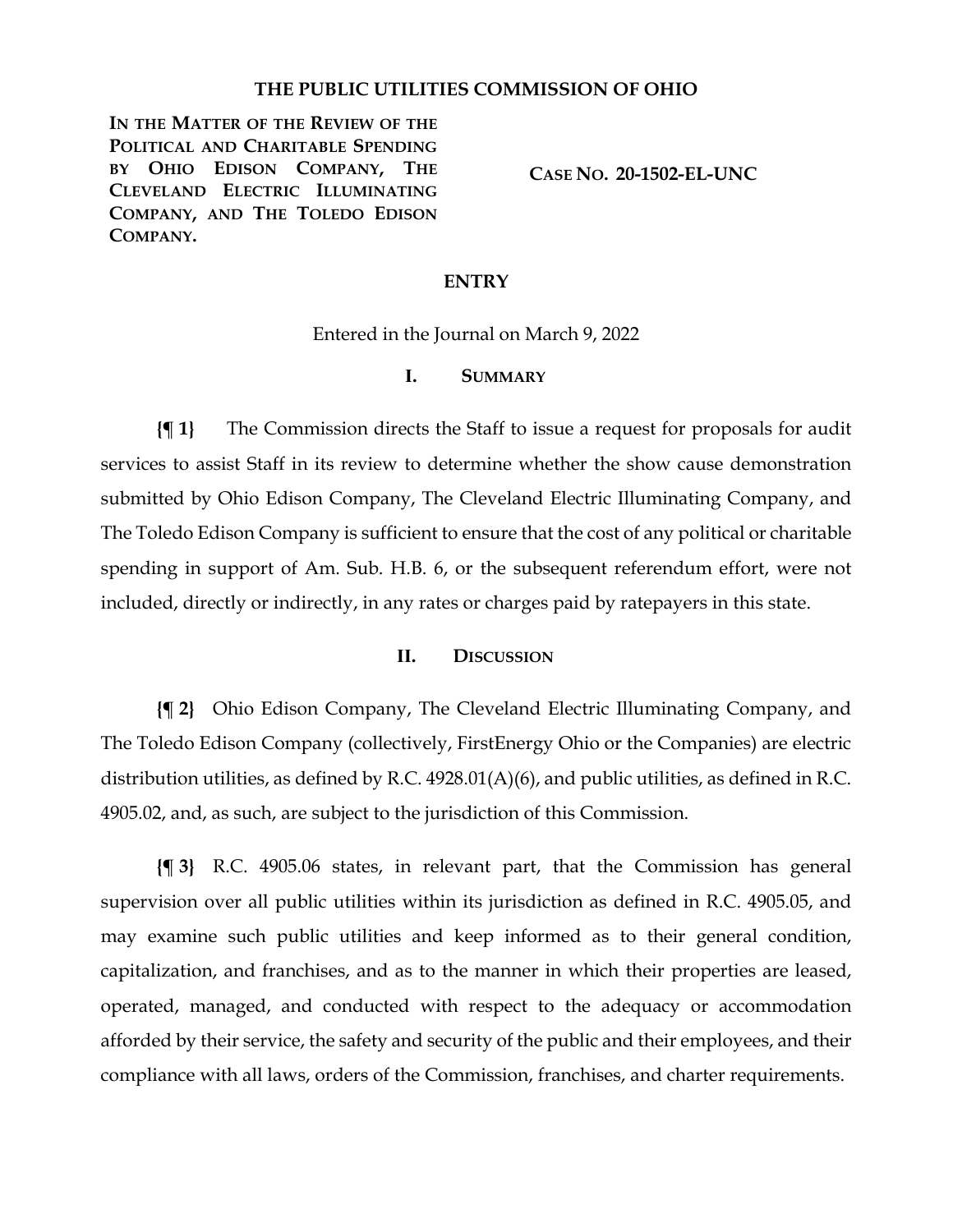# THE PUBLIC UTILITIES COMMISSION OF OHIO

**IN THE MATTER OF THE REVIEW OF THE POLITICAL AND CHARITABLE SPENDING BY OHIO EDISON COMPANY, THE CLEVELAND ELECTRIC ILLUMINATING COMPANY, AND THE TOLEDO EDISON COMPANY.**

**CASE NO. 20-1502-EL-UNC**

## ENTRY

Entered in the Journal on March 9, 2022

## I. SUMMARY

**{¶ 1}** The Commission directs the Staff to issue a request for proposals for audit services to assist Staff in its review to determine whether the show cause demonstration submitted by Ohio Edison Company, The Cleveland Electric Illuminating Company, and The Toledo Edison Company is sufficient to ensure that the cost of any political or charitable spending in support of Am. Sub. H.B. 6, or the subsequent referendum effort, were not included, directly or indirectly, in any rates or charges paid by ratepayers in this state.

## II. DISCUSSION

**{¶ 2}** Ohio Edison Company, The Cleveland Electric Illuminating Company, and The Toledo Edison Company (collectively, FirstEnergy Ohio or the Companies) are electric distribution utilities, as defined by R.C. 4928.01(A)(6), and public utilities, as defined in R.C. 4905.02, and, as such, are subject to the jurisdiction of this Commission.

**{¶ 3}** R.C. 4905.06 states, in relevant part, that the Commission has general supervision over all public utilities within its jurisdiction as defined in R.C. 4905.05, and may examine such public utilities and keep informed as to their general condition, capitalization, and franchises, and as to the manner in which their properties are leased, operated, managed, and conducted with respect to the adequacy or accommodation afforded by their service, the safety and security of the public and their employees, and their compliance with all laws, orders of the Commission, franchises, and charter requirements.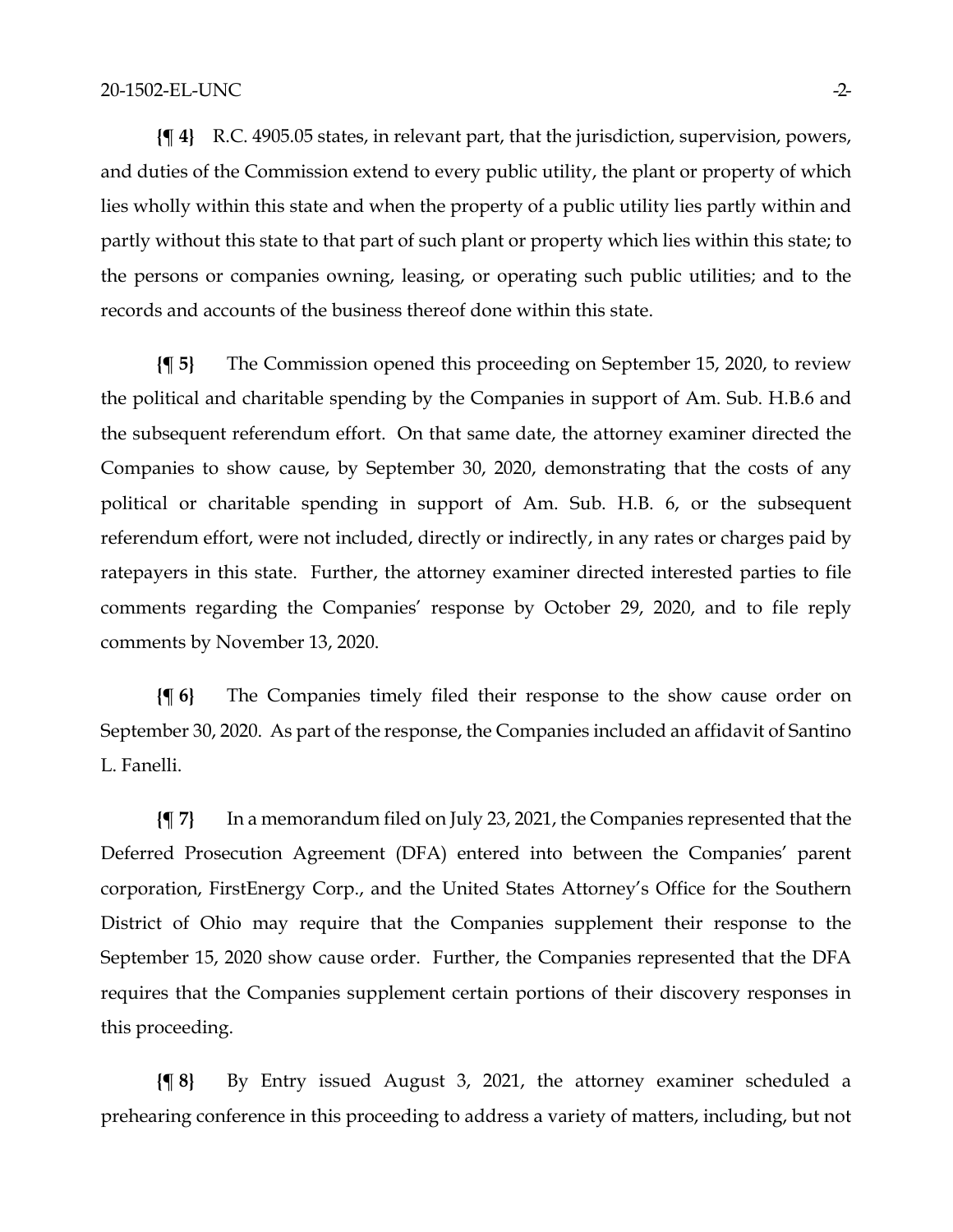**{¶ 4}** R.C. 4905.05 states, in relevant part, that the jurisdiction, supervision, powers, and duties of the Commission extend to every public utility, the plant or property of which lies wholly within this state and when the property of a public utility lies partly within and partly without this state to that part of such plant or property which lies within this state; to the persons or companies owning, leasing, or operating such public utilities; and to the records and accounts of the business thereof done within this state.

**{¶ 5}** The Commission opened this proceeding on September 15, 2020, to review the political and charitable spending by the Companies in support of Am. Sub. H.B.6 and the subsequent referendum effort. On that same date, the attorney examiner directed the Companies to show cause, by September 30, 2020, demonstrating that the costs of any political or charitable spending in support of Am. Sub. H.B. 6, or the subsequent referendum effort, were not included, directly or indirectly, in any rates or charges paid by ratepayers in this state. Further, the attorney examiner directed interested parties to file comments regarding the Companies' response by October 29, 2020, and to file reply comments by November 13, 2020.

**{¶ 6}** The Companies timely filed their response to the show cause order on September 30, 2020. As part of the response, the Companies included an affidavit of Santino L. Fanelli.

**{¶ 7}** In a memorandum filed on July 23, 2021, the Companies represented that the Deferred Prosecution Agreement (DFA) entered into between the Companies' parent corporation, FirstEnergy Corp., and the United States Attorney's Office for the Southern District of Ohio may require that the Companies supplement their response to the September 15, 2020 show cause order. Further, the Companies represented that the DFA requires that the Companies supplement certain portions of their discovery responses in this proceeding.

**{¶ 8}** By Entry issued August 3, 2021, the attorney examiner scheduled a prehearing conference in this proceeding to address a variety of matters, including, but not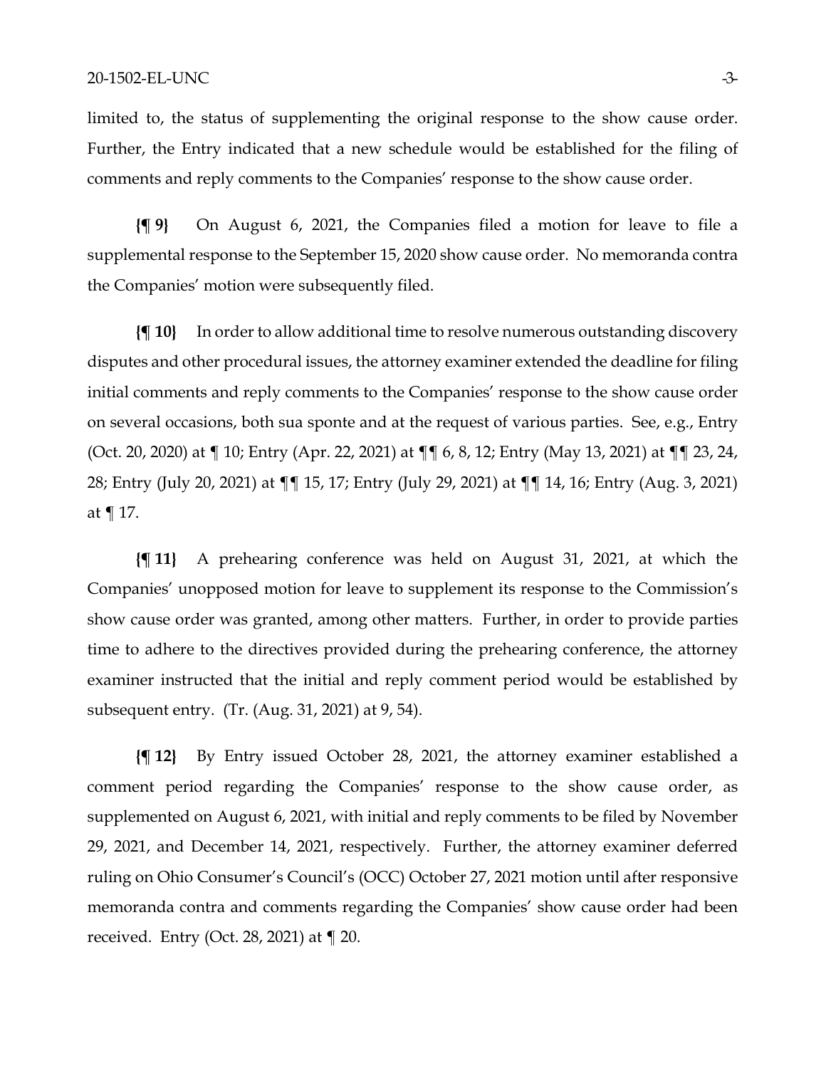limited to, the status of supplementing the original response to the show cause order. Further, the Entry indicated that a new schedule would be established for the filing of comments and reply comments to the Companies' response to the show cause order.

**{¶ 9}** On August 6, 2021, the Companies filed a motion for leave to file a supplemental response to the September 15, 2020 show cause order. No memoranda contra the Companies' motion were subsequently filed.

**{¶ 10}** In order to allow additional time to resolve numerous outstanding discovery disputes and other procedural issues, the attorney examiner extended the deadline for filing initial comments and reply comments to the Companies' response to the show cause order on several occasions, both sua sponte and at the request of various parties. See, e.g., Entry (Oct. 20, 2020) at ¶ 10; Entry (Apr. 22, 2021) at ¶¶ 6, 8, 12; Entry (May 13, 2021) at ¶¶ 23, 24, 28; Entry (July 20, 2021) at ¶¶ 15, 17; Entry (July 29, 2021) at ¶¶ 14, 16; Entry (Aug. 3, 2021) at ¶ 17.

**{¶ 11}** A prehearing conference was held on August 31, 2021, at which the Companies' unopposed motion for leave to supplement its response to the Commission's show cause order was granted, among other matters. Further, in order to provide parties time to adhere to the directives provided during the prehearing conference, the attorney examiner instructed that the initial and reply comment period would be established by subsequent entry. (Tr. (Aug. 31, 2021) at 9, 54).

**{¶ 12}** By Entry issued October 28, 2021, the attorney examiner established a comment period regarding the Companies' response to the show cause order, as supplemented on August 6, 2021, with initial and reply comments to be filed by November 29, 2021, and December 14, 2021, respectively. Further, the attorney examiner deferred ruling on Ohio Consumer's Council's (OCC) October 27, 2021 motion until after responsive memoranda contra and comments regarding the Companies' show cause order had been received. Entry (Oct. 28, 2021) at ¶ 20.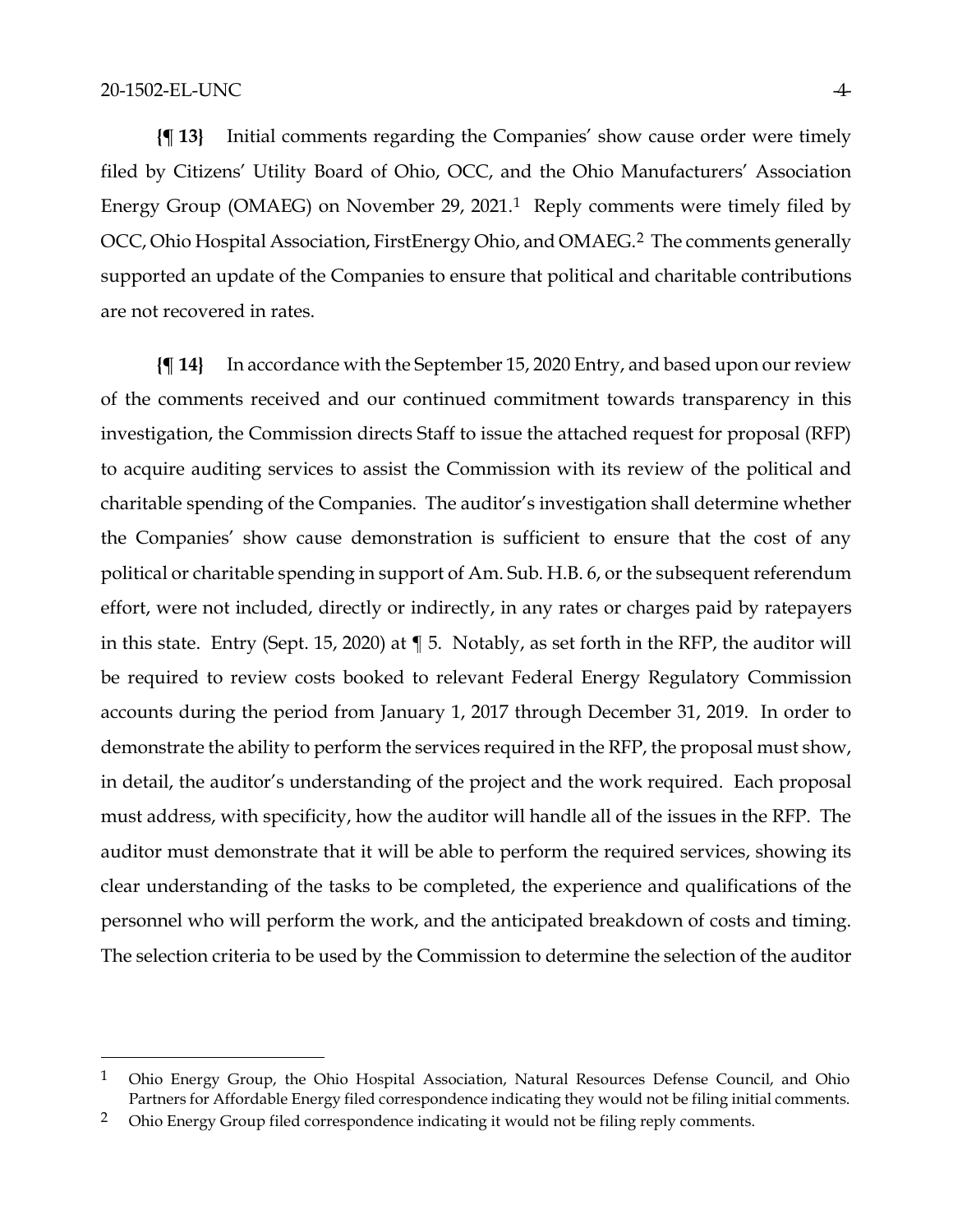**{¶ 13}** Initial comments regarding the Companies' show cause order were timely filed by Citizens' Utility Board of Ohio, OCC, and the Ohio Manufacturers' Association Energy Group (OMAEG) on November 29, 2021.[1] Reply comments were timely filed by OCC, Ohio Hospital Association, FirstEnergy Ohio, and OMAEG.[2] The comments generally supported an update of the Companies to ensure that political and charitable contributions are not recovered in rates.

**{¶ 14}** In accordance with the September 15, 2020 Entry, and based upon our review of the comments received and our continued commitment towards transparency in this investigation, the Commission directs Staff to issue the attached request for proposal (RFP) to acquire auditing services to assist the Commission with its review of the political and charitable spending of the Companies. The auditor's investigation shall determine whether the Companies' show cause demonstration is sufficient to ensure that the cost of any political or charitable spending in support of Am. Sub. H.B. 6, or the subsequent referendum effort, were not included, directly or indirectly, in any rates or charges paid by ratepayers in this state. Entry (Sept. 15, 2020) at ¶ 5. Notably, as set forth in the RFP, the auditor will be required to review costs booked to relevant Federal Energy Regulatory Commission accounts during the period from January 1, 2017 through December 31, 2019. In order to demonstrate the ability to perform the services required in the RFP, the proposal must show, in detail, the auditor's understanding of the project and the work required. Each proposal must address, with specificity, how the auditor will handle all of the issues in the RFP. The auditor must demonstrate that it will be able to perform the required services, showing its clear understanding of the tasks to be completed, the experience and qualifications of the personnel who will perform the work, and the anticipated breakdown of costs and timing. The selection criteria to be used by the Commission to determine the selection of the auditor

---

[1] Ohio Energy Group, the Ohio Hospital Association, Natural Resources Defense Council, and Ohio Partners for Affordable Energy filed correspondence indicating they would not be filing initial comments.

[2] Ohio Energy Group filed correspondence indicating it would not be filing reply comments.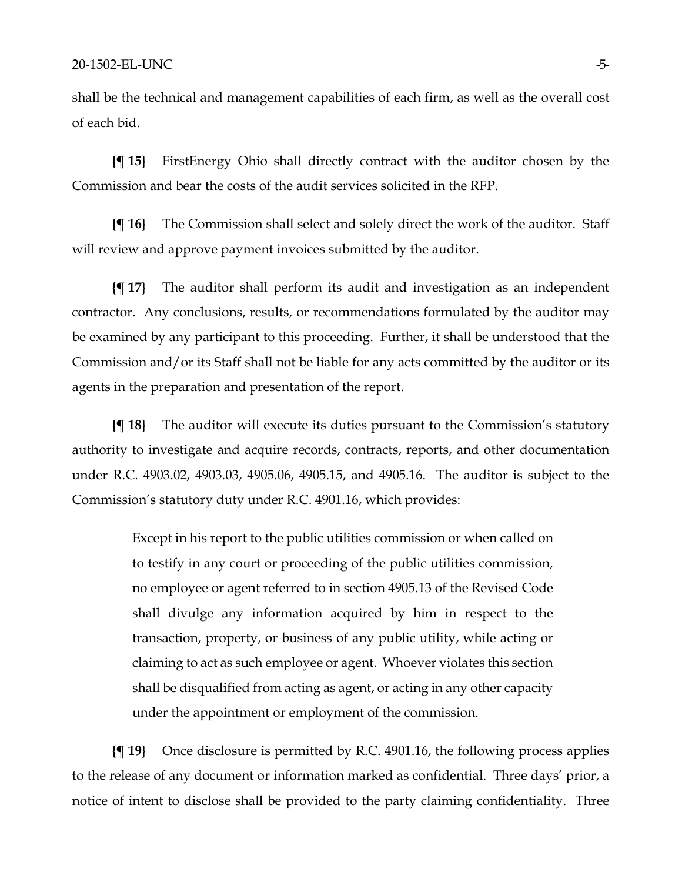shall be the technical and management capabilities of each firm, as well as the overall cost of each bid.

**{¶ 15}** FirstEnergy Ohio shall directly contract with the auditor chosen by the Commission and bear the costs of the audit services solicited in the RFP.

**{¶ 16}** The Commission shall select and solely direct the work of the auditor. Staff will review and approve payment invoices submitted by the auditor.

**{¶ 17}** The auditor shall perform its audit and investigation as an independent contractor. Any conclusions, results, or recommendations formulated by the auditor may be examined by any participant to this proceeding. Further, it shall be understood that the Commission and/or its Staff shall not be liable for any acts committed by the auditor or its agents in the preparation and presentation of the report.

**{¶ 18}** The auditor will execute its duties pursuant to the Commission's statutory authority to investigate and acquire records, contracts, reports, and other documentation under R.C. 4903.02, 4903.03, 4905.06, 4905.15, and 4905.16. The auditor is subject to the Commission's statutory duty under R.C. 4901.16, which provides:

> Except in his report to the public utilities commission or when called on to testify in any court or proceeding of the public utilities commission, no employee or agent referred to in section 4905.13 of the Revised Code shall divulge any information acquired by him in respect to the transaction, property, or business of any public utility, while acting or claiming to act as such employee or agent. Whoever violates this section shall be disqualified from acting as agent, or acting in any other capacity under the appointment or employment of the commission.

**{¶ 19}** Once disclosure is permitted by R.C. 4901.16, the following process applies to the release of any document or information marked as confidential. Three days' prior, a notice of intent to disclose shall be provided to the party claiming confidentiality. Three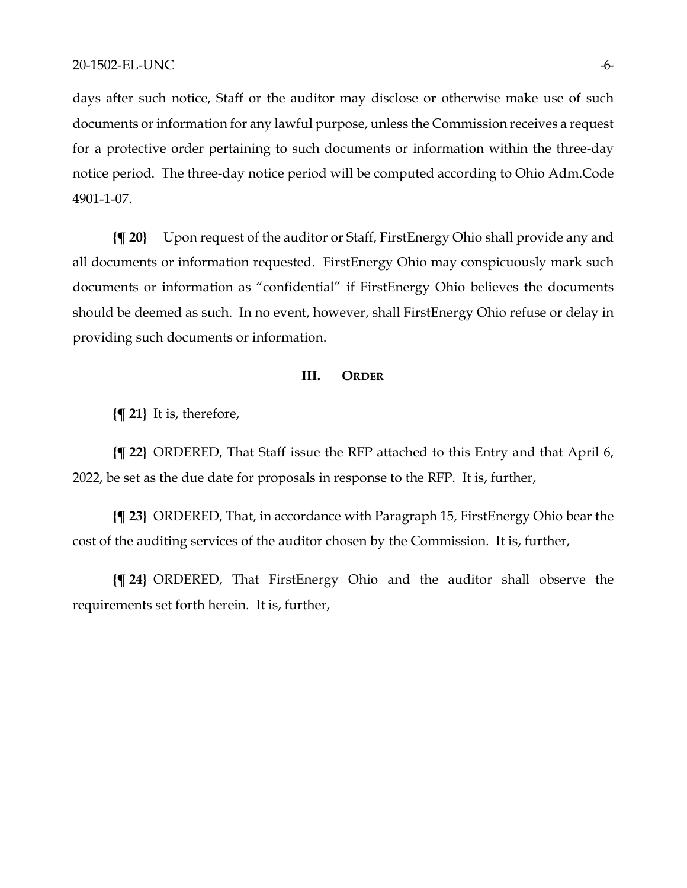days after such notice, Staff or the auditor may disclose or otherwise make use of such documents or information for any lawful purpose, unless the Commission receives a request for a protective order pertaining to such documents or information within the three-day notice period. The three-day notice period will be computed according to Ohio Adm.Code 4901-1-07.

**{¶ 20}** Upon request of the auditor or Staff, FirstEnergy Ohio shall provide any and all documents or information requested. FirstEnergy Ohio may conspicuously mark such documents or information as "confidential" if FirstEnergy Ohio believes the documents should be deemed as such. In no event, however, shall FirstEnergy Ohio refuse or delay in providing such documents or information.

## III. ORDER

**{¶ 21}** It is, therefore,

**{¶ 22}** ORDERED, That Staff issue the RFP attached to this Entry and that April 6, 2022, be set as the due date for proposals in response to the RFP. It is, further,

**{¶ 23}** ORDERED, That, in accordance with Paragraph 15, FirstEnergy Ohio bear the cost of the auditing services of the auditor chosen by the Commission. It is, further,

**{¶ 24}** ORDERED, That FirstEnergy Ohio and the auditor shall observe the requirements set forth herein. It is, further,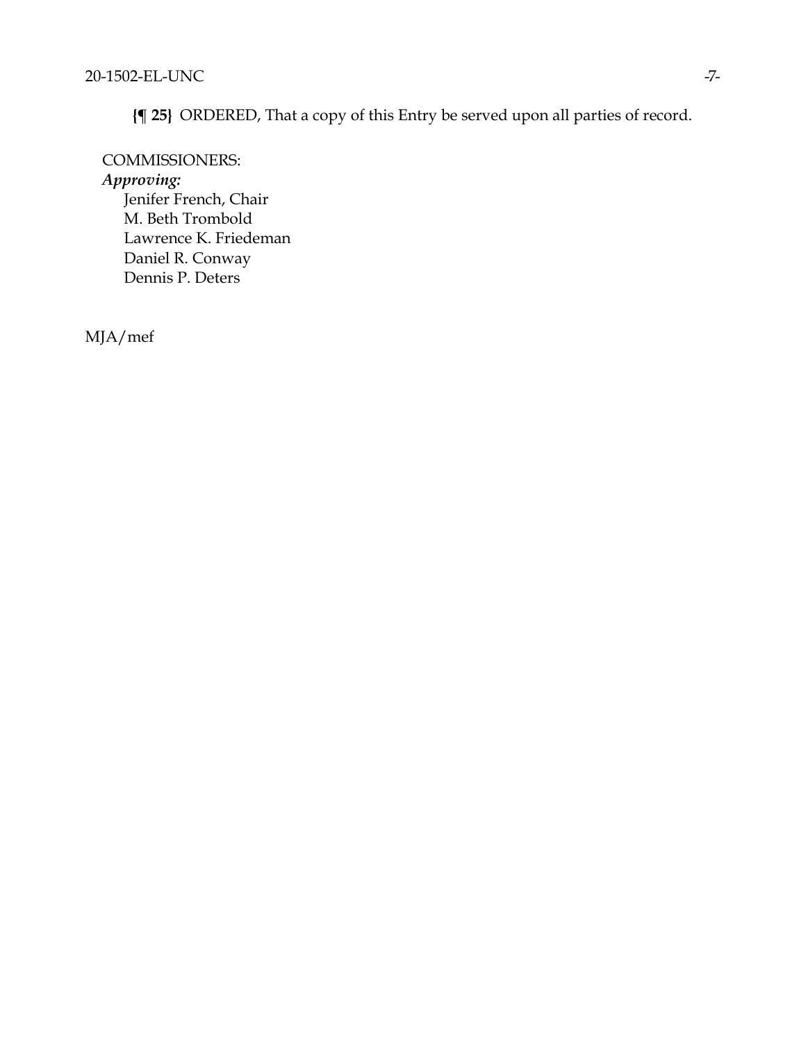**{¶ 25}** ORDERED, That a copy of this Entry be served upon all parties of record.

COMMISSIONERS:
*Approving:*
Jenifer French, Chair
M. Beth Trombold
Lawrence K. Friedeman
Daniel R. Conway
Dennis P. Deters

MJA/mef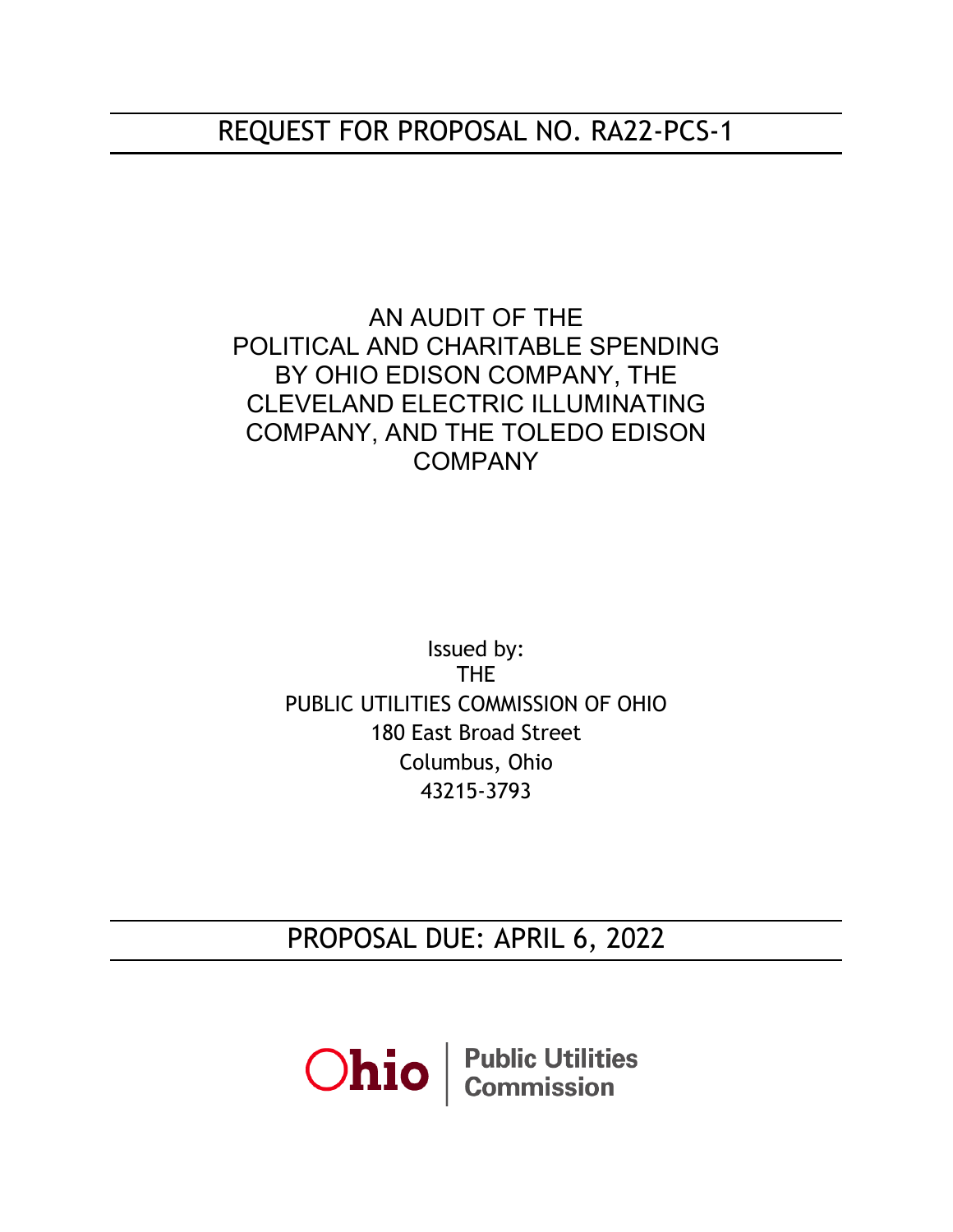# REQUEST FOR PROPOSAL NO. RA22-PCS-1

AN AUDIT OF THE POLITICAL AND CHARITABLE SPENDING BY OHIO EDISON COMPANY, THE CLEVELAND ELECTRIC ILLUMINATING COMPANY, AND THE TOLEDO EDISON COMPANY

Issued by:
THE
PUBLIC UTILITIES COMMISSION OF OHIO
180 East Broad Street
Columbus, Ohio
43215-3793

## PROPOSAL DUE: APRIL 6, 2022

Ohio | Public Utilities Commission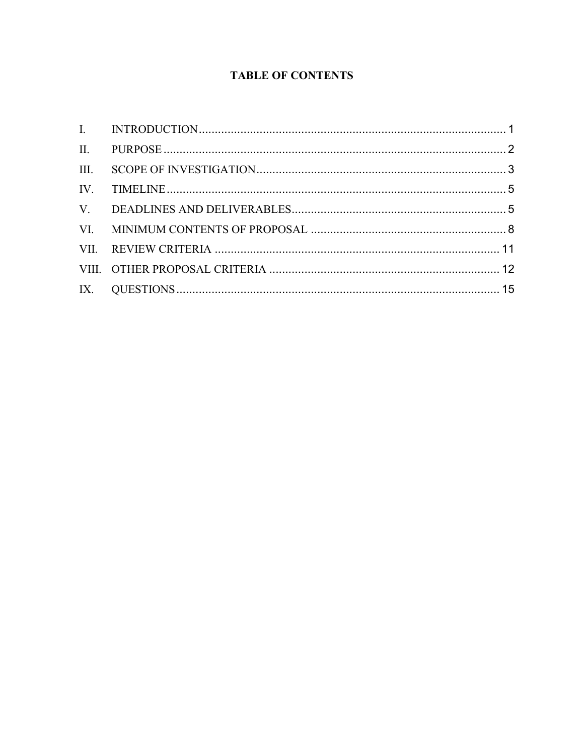# TABLE OF CONTENTS

| | | |
|---|---|---|
| I. | INTRODUCTION | 1 |
| II. | PURPOSE | 2 |
| III. | SCOPE OF INVESTIGATION | 3 |
| IV. | TIMELINE | 5 |
| V. | DEADLINES AND DELIVERABLES | 5 |
| VI. | MINIMUM CONTENTS OF PROPOSAL | 8 |
| VII. | REVIEW CRITERIA | 11 |
| VIII. | OTHER PROPOSAL CRITERIA | 12 |
| IX. | QUESTIONS | 15 |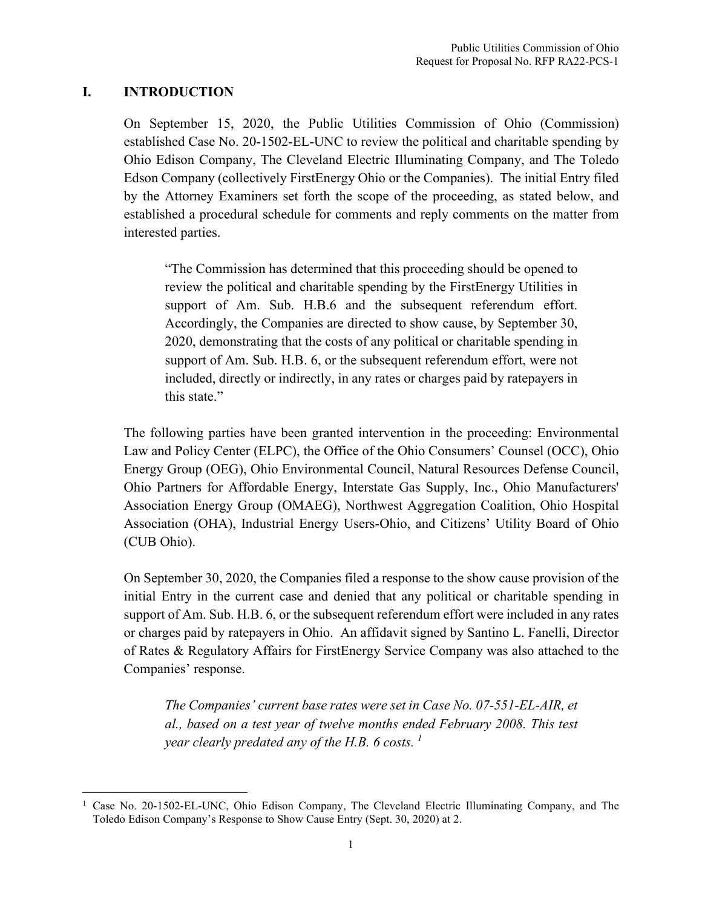## I. INTRODUCTION

On September 15, 2020, the Public Utilities Commission of Ohio (Commission) established Case No. 20-1502-EL-UNC to review the political and charitable spending by Ohio Edison Company, The Cleveland Electric Illuminating Company, and The Toledo Edson Company (collectively FirstEnergy Ohio or the Companies). The initial Entry filed by the Attorney Examiners set forth the scope of the proceeding, as stated below, and established a procedural schedule for comments and reply comments on the matter from interested parties.

> "The Commission has determined that this proceeding should be opened to review the political and charitable spending by the FirstEnergy Utilities in support of Am. Sub. H.B.6 and the subsequent referendum effort. Accordingly, the Companies are directed to show cause, by September 30, 2020, demonstrating that the costs of any political or charitable spending in support of Am. Sub. H.B. 6, or the subsequent referendum effort, were not included, directly or indirectly, in any rates or charges paid by ratepayers in this state."

The following parties have been granted intervention in the proceeding: Environmental Law and Policy Center (ELPC), the Office of the Ohio Consumers' Counsel (OCC), Ohio Energy Group (OEG), Ohio Environmental Council, Natural Resources Defense Council, Ohio Partners for Affordable Energy, Interstate Gas Supply, Inc., Ohio Manufacturers' Association Energy Group (OMAEG), Northwest Aggregation Coalition, Ohio Hospital Association (OHA), Industrial Energy Users-Ohio, and Citizens' Utility Board of Ohio (CUB Ohio).

On September 30, 2020, the Companies filed a response to the show cause provision of the initial Entry in the current case and denied that any political or charitable spending in support of Am. Sub. H.B. 6, or the subsequent referendum effort were included in any rates or charges paid by ratepayers in Ohio. An affidavit signed by Santino L. Fanelli, Director of Rates & Regulatory Affairs for FirstEnergy Service Company was also attached to the Companies' response.

> *The Companies' current base rates were set in Case No. 07-551-EL-AIR, et al., based on a test year of twelve months ended February 2008. This test year clearly predated any of the H.B. 6 costs.* [1]

[1] Case No. 20-1502-EL-UNC, Ohio Edison Company, The Cleveland Electric Illuminating Company, and The Toledo Edison Company's Response to Show Cause Entry (Sept. 30, 2020) at 2.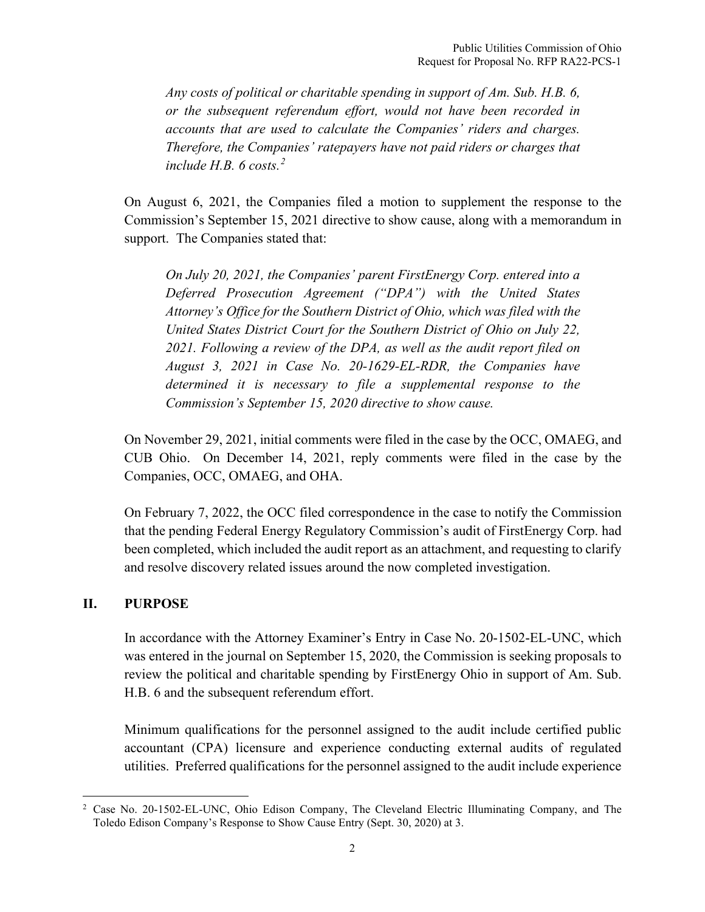> *Any costs of political or charitable spending in support of Am. Sub. H.B. 6, or the subsequent referendum effort, would not have been recorded in accounts that are used to calculate the Companies' riders and charges. Therefore, the Companies' ratepayers have not paid riders or charges that include H.B. 6 costs.*[2]

On August 6, 2021, the Companies filed a motion to supplement the response to the Commission's September 15, 2021 directive to show cause, along with a memorandum in support. The Companies stated that:

> *On July 20, 2021, the Companies' parent FirstEnergy Corp. entered into a Deferred Prosecution Agreement ("DPA") with the United States Attorney's Office for the Southern District of Ohio, which was filed with the United States District Court for the Southern District of Ohio on July 22, 2021. Following a review of the DPA, as well as the audit report filed on August 3, 2021 in Case No. 20-1629-EL-RDR, the Companies have determined it is necessary to file a supplemental response to the Commission's September 15, 2020 directive to show cause.*

On November 29, 2021, initial comments were filed in the case by the OCC, OMAEG, and CUB Ohio. On December 14, 2021, reply comments were filed in the case by the Companies, OCC, OMAEG, and OHA.

On February 7, 2022, the OCC filed correspondence in the case to notify the Commission that the pending Federal Energy Regulatory Commission's audit of FirstEnergy Corp. had been completed, which included the audit report as an attachment, and requesting to clarify and resolve discovery related issues around the now completed investigation.

## II. PURPOSE

In accordance with the Attorney Examiner's Entry in Case No. 20-1502-EL-UNC, which was entered in the journal on September 15, 2020, the Commission is seeking proposals to review the political and charitable spending by FirstEnergy Ohio in support of Am. Sub. H.B. 6 and the subsequent referendum effort.

Minimum qualifications for the personnel assigned to the audit include certified public accountant (CPA) licensure and experience conducting external audits of regulated utilities. Preferred qualifications for the personnel assigned to the audit include experience

---

[2] Case No. 20-1502-EL-UNC, Ohio Edison Company, The Cleveland Electric Illuminating Company, and The Toledo Edison Company's Response to Show Cause Entry (Sept. 30, 2020) at 3.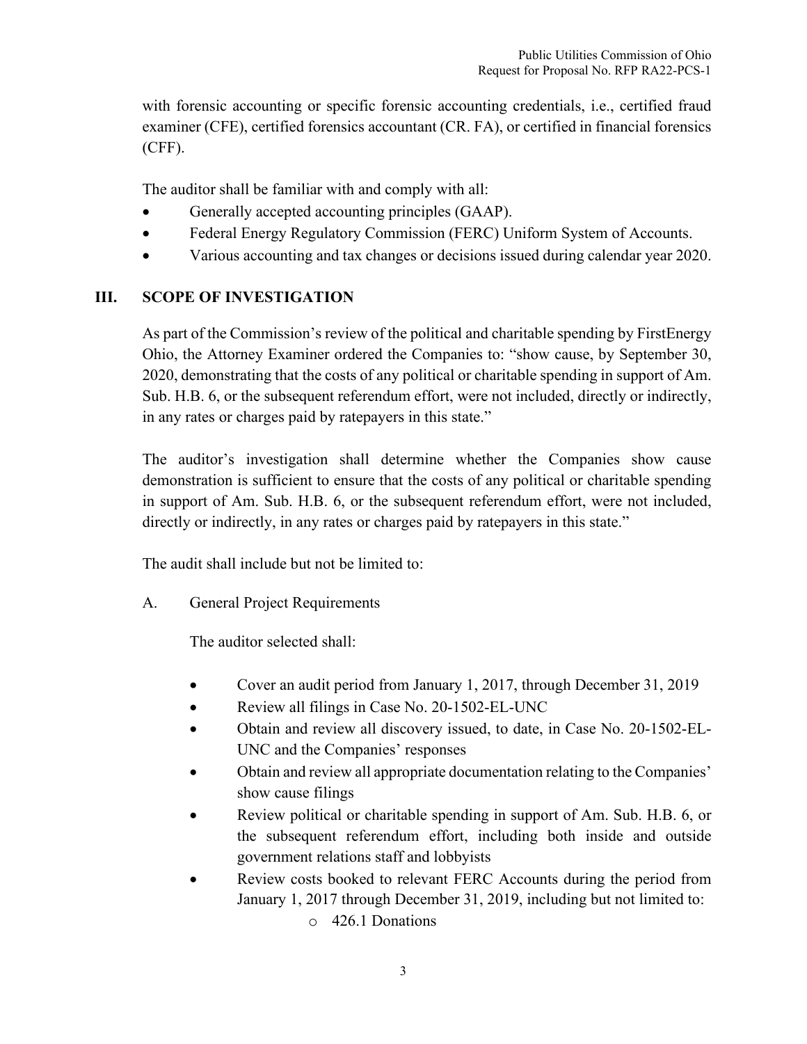with forensic accounting or specific forensic accounting credentials, i.e., certified fraud examiner (CFE), certified forensics accountant (CR. FA), or certified in financial forensics (CFF).

The auditor shall be familiar with and comply with all:

- Generally accepted accounting principles (GAAP).
- Federal Energy Regulatory Commission (FERC) Uniform System of Accounts.
- Various accounting and tax changes or decisions issued during calendar year 2020.

## III. SCOPE OF INVESTIGATION

As part of the Commission's review of the political and charitable spending by FirstEnergy Ohio, the Attorney Examiner ordered the Companies to: "show cause, by September 30, 2020, demonstrating that the costs of any political or charitable spending in support of Am. Sub. H.B. 6, or the subsequent referendum effort, were not included, directly or indirectly, in any rates or charges paid by ratepayers in this state."

The auditor's investigation shall determine whether the Companies show cause demonstration is sufficient to ensure that the costs of any political or charitable spending in support of Am. Sub. H.B. 6, or the subsequent referendum effort, were not included, directly or indirectly, in any rates or charges paid by ratepayers in this state."

The audit shall include but not be limited to:

A. General Project Requirements

The auditor selected shall:

- Cover an audit period from January 1, 2017, through December 31, 2019
- Review all filings in Case No. 20-1502-EL-UNC
- Obtain and review all discovery issued, to date, in Case No. 20-1502-EL-UNC and the Companies' responses
- Obtain and review all appropriate documentation relating to the Companies' show cause filings
- Review political or charitable spending in support of Am. Sub. H.B. 6, or the subsequent referendum effort, including both inside and outside government relations staff and lobbyists
- Review costs booked to relevant FERC Accounts during the period from January 1, 2017 through December 31, 2019, including but not limited to:
  - 426.1 Donations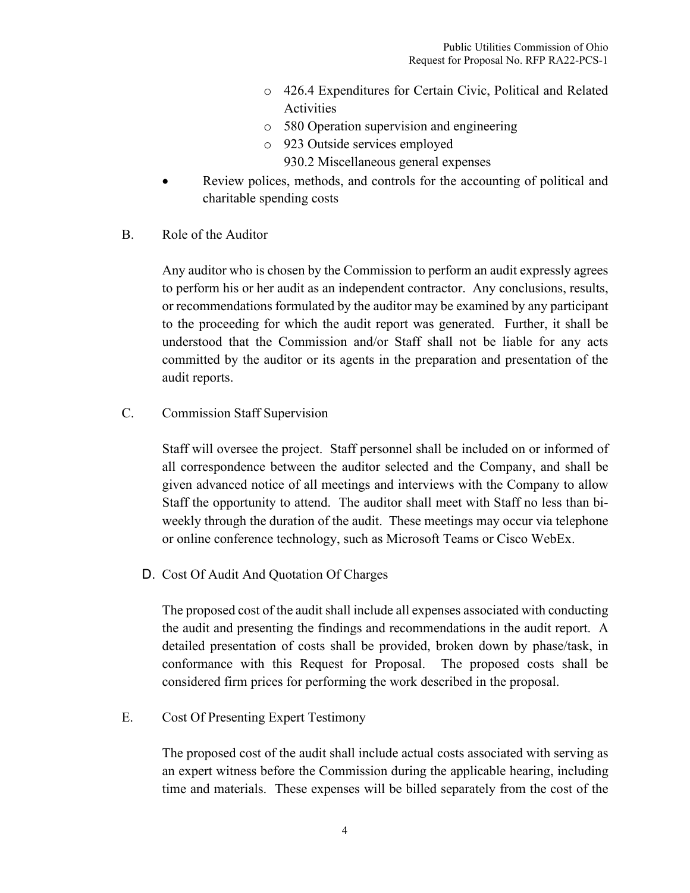- 426.4 Expenditures for Certain Civic, Political and Related Activities
- 580 Operation supervision and engineering
- 923 Outside services employed
  930.2 Miscellaneous general expenses

- Review polices, methods, and controls for the accounting of political and charitable spending costs

B. Role of the Auditor

Any auditor who is chosen by the Commission to perform an audit expressly agrees to perform his or her audit as an independent contractor. Any conclusions, results, or recommendations formulated by the auditor may be examined by any participant to the proceeding for which the audit report was generated. Further, it shall be understood that the Commission and/or Staff shall not be liable for any acts committed by the auditor or its agents in the preparation and presentation of the audit reports.

C. Commission Staff Supervision

Staff will oversee the project. Staff personnel shall be included on or informed of all correspondence between the auditor selected and the Company, and shall be given advanced notice of all meetings and interviews with the Company to allow Staff the opportunity to attend. The auditor shall meet with Staff no less than bi-weekly through the duration of the audit. These meetings may occur via telephone or online conference technology, such as Microsoft Teams or Cisco WebEx.

D. Cost Of Audit And Quotation Of Charges

The proposed cost of the audit shall include all expenses associated with conducting the audit and presenting the findings and recommendations in the audit report. A detailed presentation of costs shall be provided, broken down by phase/task, in conformance with this Request for Proposal. The proposed costs shall be considered firm prices for performing the work described in the proposal.

E. Cost Of Presenting Expert Testimony

The proposed cost of the audit shall include actual costs associated with serving as an expert witness before the Commission during the applicable hearing, including time and materials. These expenses will be billed separately from the cost of the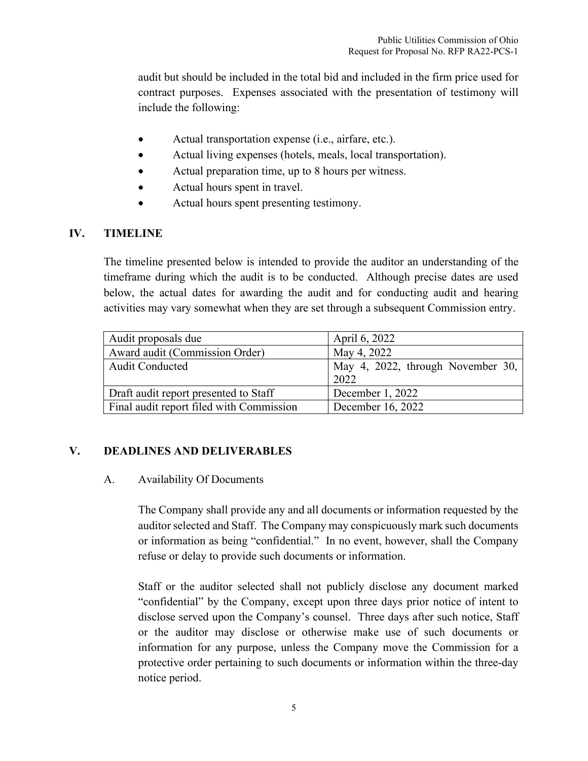audit but should be included in the total bid and included in the firm price used for contract purposes. Expenses associated with the presentation of testimony will include the following:

- Actual transportation expense (i.e., airfare, etc.).
- Actual living expenses (hotels, meals, local transportation).
- Actual preparation time, up to 8 hours per witness.
- Actual hours spent in travel.
- Actual hours spent presenting testimony.

## IV. TIMELINE

The timeline presented below is intended to provide the auditor an understanding of the timeframe during which the audit is to be conducted. Although precise dates are used below, the actual dates for awarding the audit and for conducting audit and hearing activities may vary somewhat when they are set through a subsequent Commission entry.

| | |
|---|---|
| Audit proposals due | April 6, 2022 |
| Award audit (Commission Order) | May 4, 2022 |
| Audit Conducted | May 4, 2022, through November 30, 2022 |
| Draft audit report presented to Staff | December 1, 2022 |
| Final audit report filed with Commission | December 16, 2022 |

## V. DEADLINES AND DELIVERABLES

### A. Availability Of Documents

The Company shall provide any and all documents or information requested by the auditor selected and Staff. The Company may conspicuously mark such documents or information as being "confidential." In no event, however, shall the Company refuse or delay to provide such documents or information.

Staff or the auditor selected shall not publicly disclose any document marked "confidential" by the Company, except upon three days prior notice of intent to disclose served upon the Company's counsel. Three days after such notice, Staff or the auditor may disclose or otherwise make use of such documents or information for any purpose, unless the Company move the Commission for a protective order pertaining to such documents or information within the three-day notice period.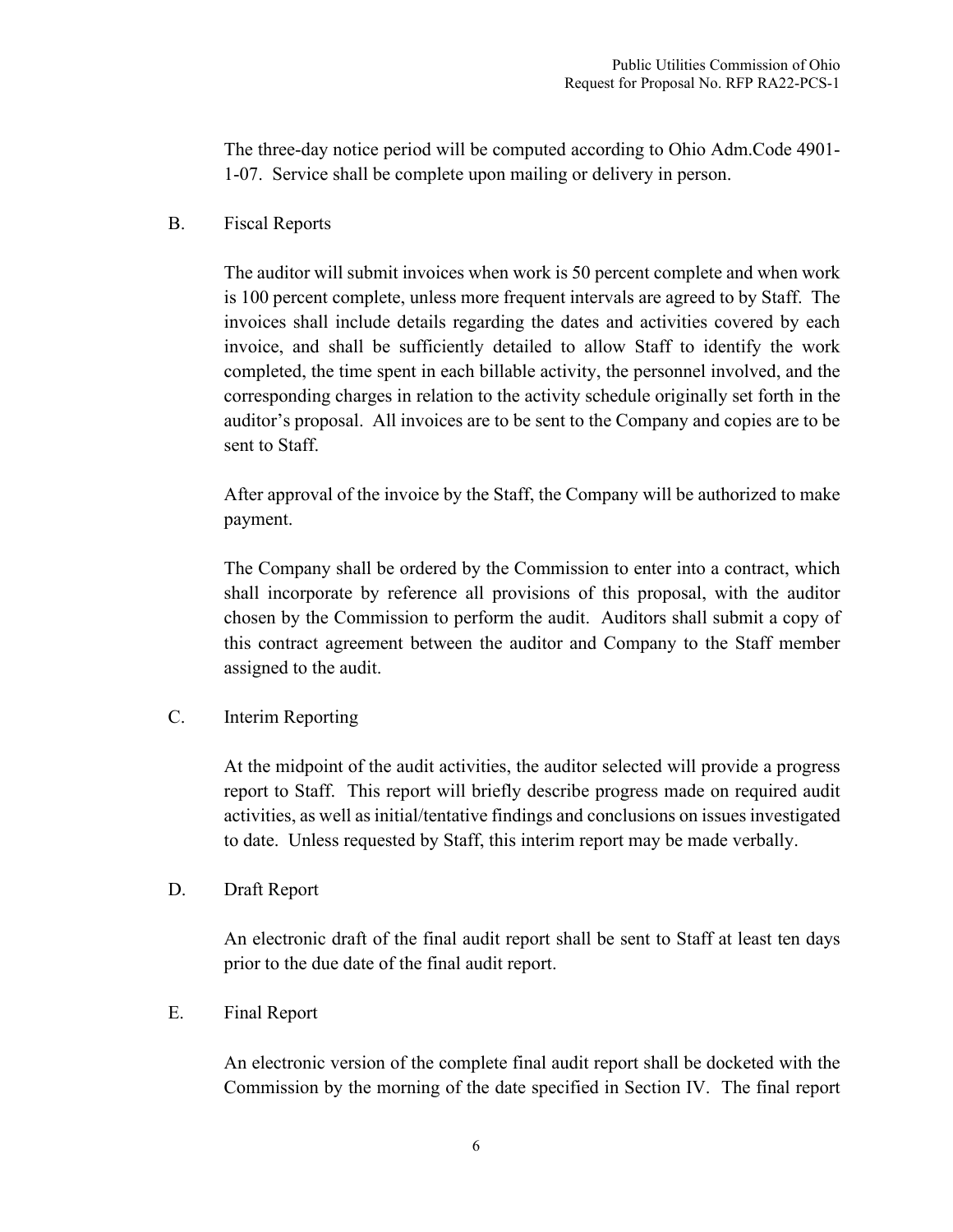The three-day notice period will be computed according to Ohio Adm.Code 4901-1-07. Service shall be complete upon mailing or delivery in person.

B. Fiscal Reports

The auditor will submit invoices when work is 50 percent complete and when work is 100 percent complete, unless more frequent intervals are agreed to by Staff. The invoices shall include details regarding the dates and activities covered by each invoice, and shall be sufficiently detailed to allow Staff to identify the work completed, the time spent in each billable activity, the personnel involved, and the corresponding charges in relation to the activity schedule originally set forth in the auditor's proposal. All invoices are to be sent to the Company and copies are to be sent to Staff.

After approval of the invoice by the Staff, the Company will be authorized to make payment.

The Company shall be ordered by the Commission to enter into a contract, which shall incorporate by reference all provisions of this proposal, with the auditor chosen by the Commission to perform the audit. Auditors shall submit a copy of this contract agreement between the auditor and Company to the Staff member assigned to the audit.

C. Interim Reporting

At the midpoint of the audit activities, the auditor selected will provide a progress report to Staff. This report will briefly describe progress made on required audit activities, as well as initial/tentative findings and conclusions on issues investigated to date. Unless requested by Staff, this interim report may be made verbally.

D. Draft Report

An electronic draft of the final audit report shall be sent to Staff at least ten days prior to the due date of the final audit report.

E. Final Report

An electronic version of the complete final audit report shall be docketed with the Commission by the morning of the date specified in Section IV. The final report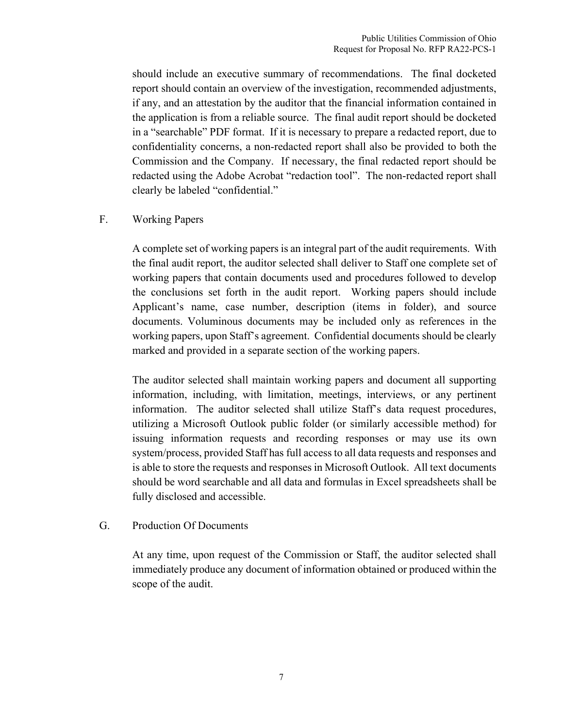should include an executive summary of recommendations. The final docketed report should contain an overview of the investigation, recommended adjustments, if any, and an attestation by the auditor that the financial information contained in the application is from a reliable source. The final audit report should be docketed in a "searchable" PDF format. If it is necessary to prepare a redacted report, due to confidentiality concerns, a non-redacted report shall also be provided to both the Commission and the Company. If necessary, the final redacted report should be redacted using the Adobe Acrobat "redaction tool". The non-redacted report shall clearly be labeled "confidential."

F. Working Papers

A complete set of working papers is an integral part of the audit requirements. With the final audit report, the auditor selected shall deliver to Staff one complete set of working papers that contain documents used and procedures followed to develop the conclusions set forth in the audit report. Working papers should include Applicant's name, case number, description (items in folder), and source documents. Voluminous documents may be included only as references in the working papers, upon Staff's agreement. Confidential documents should be clearly marked and provided in a separate section of the working papers.

The auditor selected shall maintain working papers and document all supporting information, including, with limitation, meetings, interviews, or any pertinent information. The auditor selected shall utilize Staff's data request procedures, utilizing a Microsoft Outlook public folder (or similarly accessible method) for issuing information requests and recording responses or may use its own system/process, provided Staff has full access to all data requests and responses and is able to store the requests and responses in Microsoft Outlook. All text documents should be word searchable and all data and formulas in Excel spreadsheets shall be fully disclosed and accessible.

G. Production Of Documents

At any time, upon request of the Commission or Staff, the auditor selected shall immediately produce any document of information obtained or produced within the scope of the audit.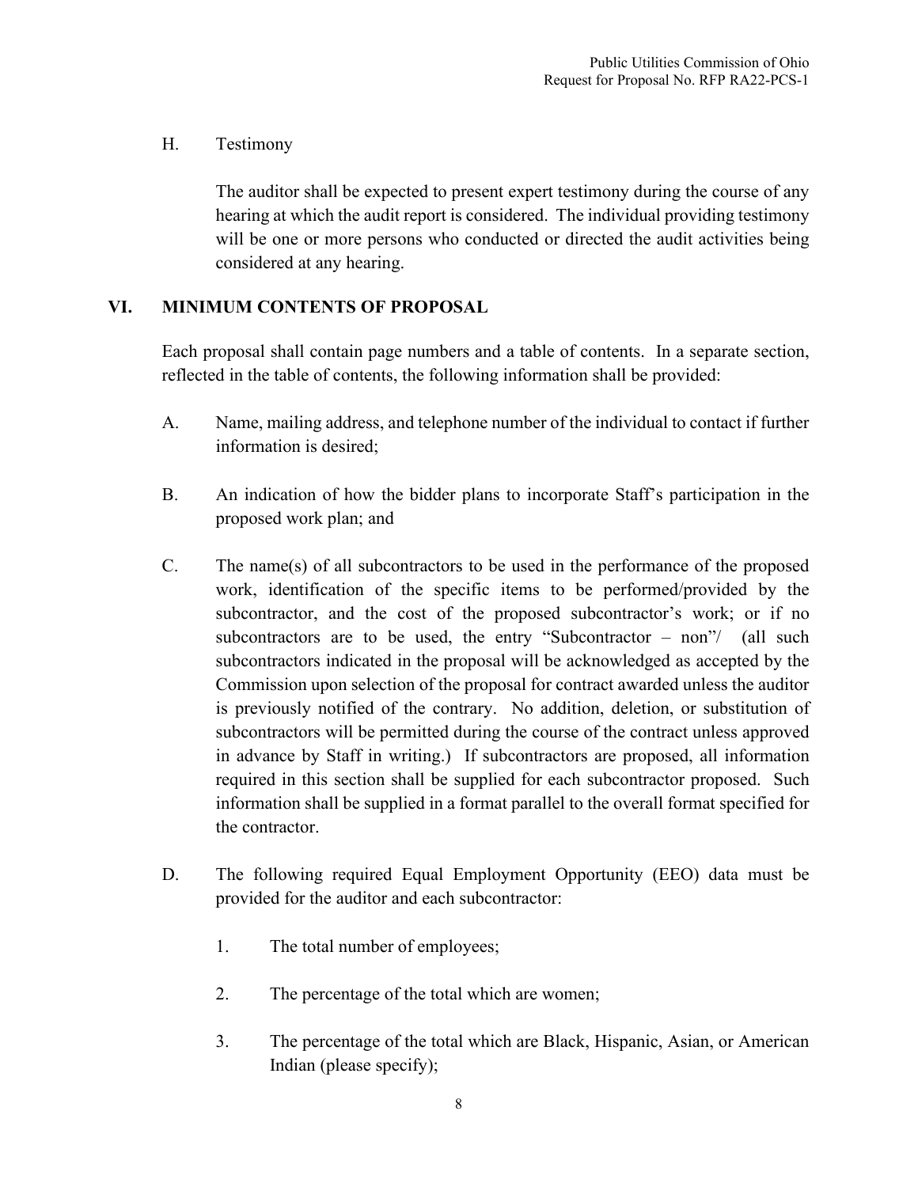H. Testimony

The auditor shall be expected to present expert testimony during the course of any hearing at which the audit report is considered. The individual providing testimony will be one or more persons who conducted or directed the audit activities being considered at any hearing.

## VI. MINIMUM CONTENTS OF PROPOSAL

Each proposal shall contain page numbers and a table of contents. In a separate section, reflected in the table of contents, the following information shall be provided:

A. Name, mailing address, and telephone number of the individual to contact if further information is desired;

B. An indication of how the bidder plans to incorporate Staff's participation in the proposed work plan; and

C. The name(s) of all subcontractors to be used in the performance of the proposed work, identification of the specific items to be performed/provided by the subcontractor, and the cost of the proposed subcontractor's work; or if no subcontractors are to be used, the entry "Subcontractor – non"/ (all such subcontractors indicated in the proposal will be acknowledged as accepted by the Commission upon selection of the proposal for contract awarded unless the auditor is previously notified of the contrary. No addition, deletion, or substitution of subcontractors will be permitted during the course of the contract unless approved in advance by Staff in writing.) If subcontractors are proposed, all information required in this section shall be supplied for each subcontractor proposed. Such information shall be supplied in a format parallel to the overall format specified for the contractor.

D. The following required Equal Employment Opportunity (EEO) data must be provided for the auditor and each subcontractor:

1. The total number of employees;

2. The percentage of the total which are women;

3. The percentage of the total which are Black, Hispanic, Asian, or American Indian (please specify);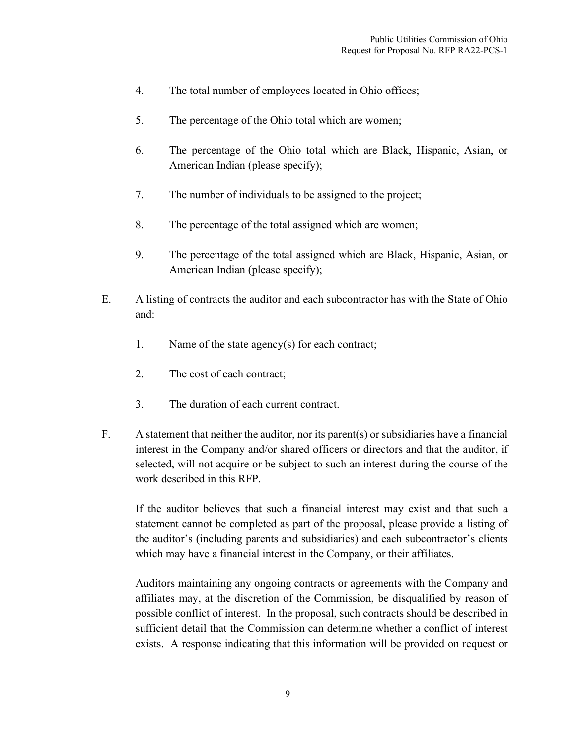4. The total number of employees located in Ohio offices;

5. The percentage of the Ohio total which are women;

6. The percentage of the Ohio total which are Black, Hispanic, Asian, or American Indian (please specify);

7. The number of individuals to be assigned to the project;

8. The percentage of the total assigned which are women;

9. The percentage of the total assigned which are Black, Hispanic, Asian, or American Indian (please specify);

E. A listing of contracts the auditor and each subcontractor has with the State of Ohio and:

   1. Name of the state agency(s) for each contract;

   2. The cost of each contract;

   3. The duration of each current contract.

F. A statement that neither the auditor, nor its parent(s) or subsidiaries have a financial interest in the Company and/or shared officers or directors and that the auditor, if selected, will not acquire or be subject to such an interest during the course of the work described in this RFP.

   If the auditor believes that such a financial interest may exist and that such a statement cannot be completed as part of the proposal, please provide a listing of the auditor's (including parents and subsidiaries) and each subcontractor's clients which may have a financial interest in the Company, or their affiliates.

   Auditors maintaining any ongoing contracts or agreements with the Company and affiliates may, at the discretion of the Commission, be disqualified by reason of possible conflict of interest. In the proposal, such contracts should be described in sufficient detail that the Commission can determine whether a conflict of interest exists. A response indicating that this information will be provided on request or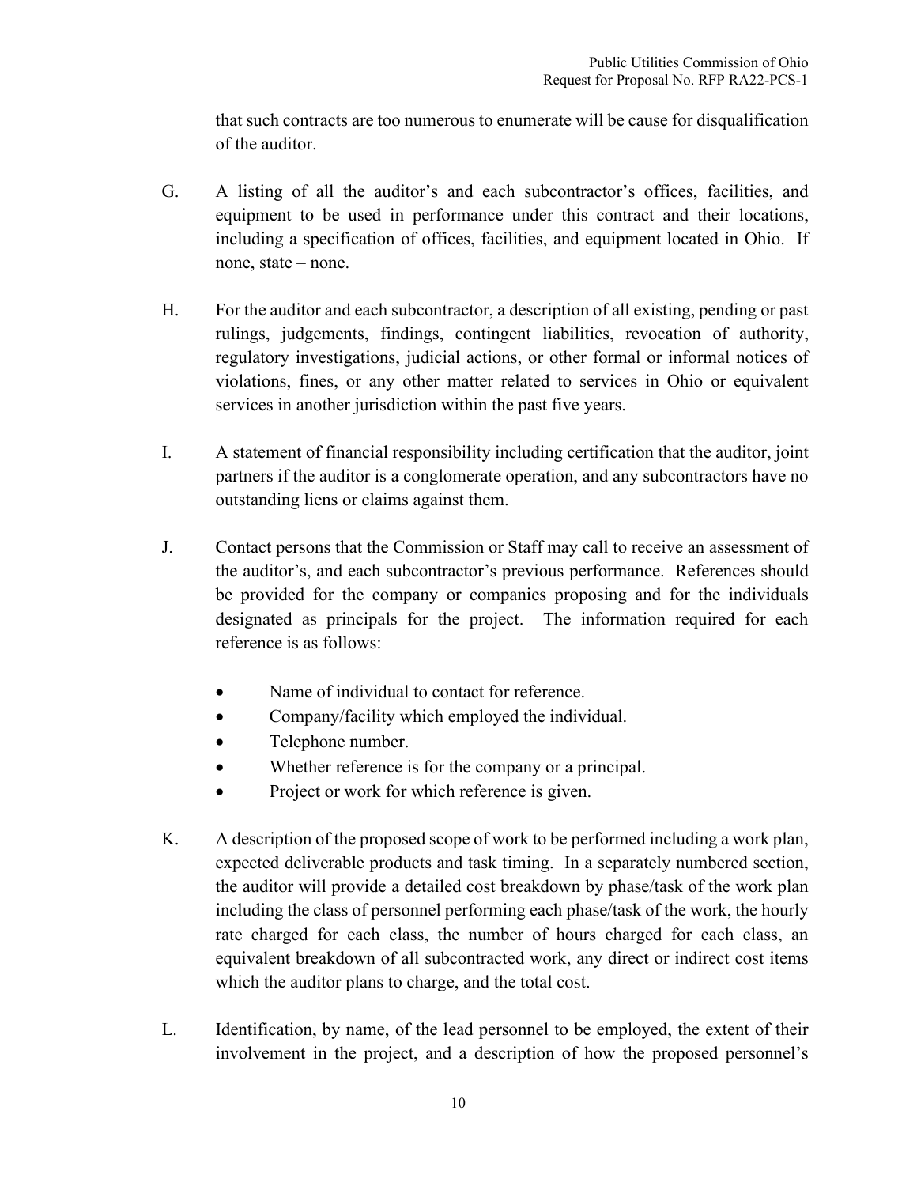that such contracts are too numerous to enumerate will be cause for disqualification of the auditor.

G. A listing of all the auditor's and each subcontractor's offices, facilities, and equipment to be used in performance under this contract and their locations, including a specification of offices, facilities, and equipment located in Ohio. If none, state – none.

H. For the auditor and each subcontractor, a description of all existing, pending or past rulings, judgements, findings, contingent liabilities, revocation of authority, regulatory investigations, judicial actions, or other formal or informal notices of violations, fines, or any other matter related to services in Ohio or equivalent services in another jurisdiction within the past five years.

I. A statement of financial responsibility including certification that the auditor, joint partners if the auditor is a conglomerate operation, and any subcontractors have no outstanding liens or claims against them.

J. Contact persons that the Commission or Staff may call to receive an assessment of the auditor's, and each subcontractor's previous performance. References should be provided for the company or companies proposing and for the individuals designated as principals for the project. The information required for each reference is as follows:

- Name of individual to contact for reference.
- Company/facility which employed the individual.
- Telephone number.
- Whether reference is for the company or a principal.
- Project or work for which reference is given.

K. A description of the proposed scope of work to be performed including a work plan, expected deliverable products and task timing. In a separately numbered section, the auditor will provide a detailed cost breakdown by phase/task of the work plan including the class of personnel performing each phase/task of the work, the hourly rate charged for each class, the number of hours charged for each class, an equivalent breakdown of all subcontracted work, any direct or indirect cost items which the auditor plans to charge, and the total cost.

L. Identification, by name, of the lead personnel to be employed, the extent of their involvement in the project, and a description of how the proposed personnel's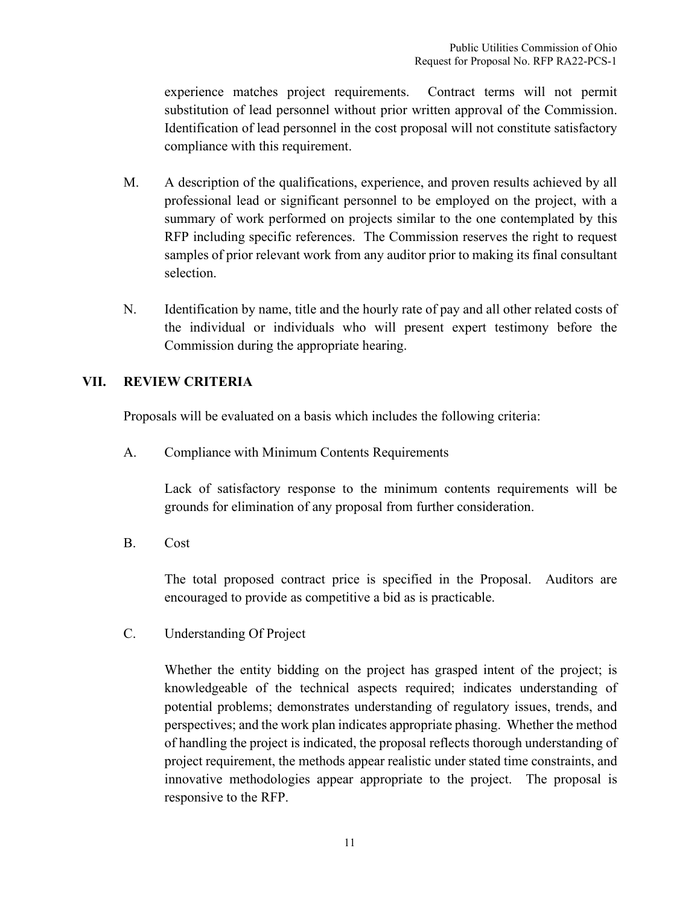experience matches project requirements. Contract terms will not permit substitution of lead personnel without prior written approval of the Commission. Identification of lead personnel in the cost proposal will not constitute satisfactory compliance with this requirement.

M. A description of the qualifications, experience, and proven results achieved by all professional lead or significant personnel to be employed on the project, with a summary of work performed on projects similar to the one contemplated by this RFP including specific references. The Commission reserves the right to request samples of prior relevant work from any auditor prior to making its final consultant selection.

N. Identification by name, title and the hourly rate of pay and all other related costs of the individual or individuals who will present expert testimony before the Commission during the appropriate hearing.

## VII. REVIEW CRITERIA

Proposals will be evaluated on a basis which includes the following criteria:

A. Compliance with Minimum Contents Requirements

Lack of satisfactory response to the minimum contents requirements will be grounds for elimination of any proposal from further consideration.

B. Cost

The total proposed contract price is specified in the Proposal. Auditors are encouraged to provide as competitive a bid as is practicable.

C. Understanding Of Project

Whether the entity bidding on the project has grasped intent of the project; is knowledgeable of the technical aspects required; indicates understanding of potential problems; demonstrates understanding of regulatory issues, trends, and perspectives; and the work plan indicates appropriate phasing. Whether the method of handling the project is indicated, the proposal reflects thorough understanding of project requirement, the methods appear realistic under stated time constraints, and innovative methodologies appear appropriate to the project. The proposal is responsive to the RFP.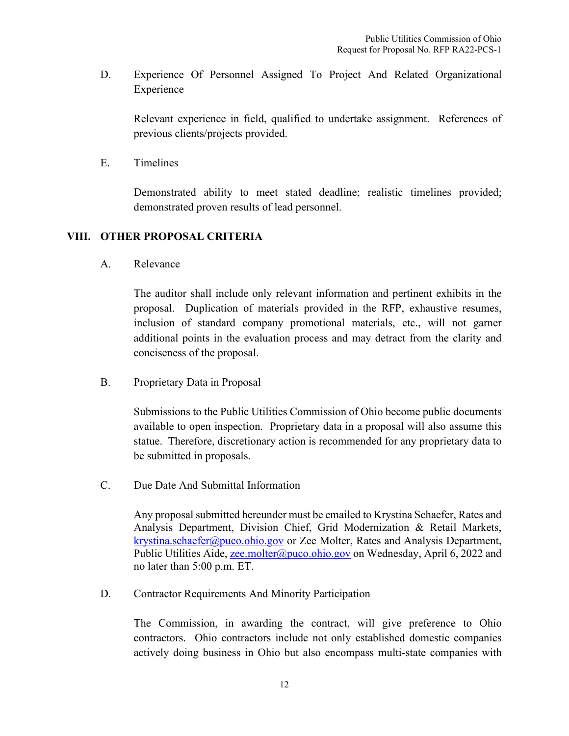D. Experience Of Personnel Assigned To Project And Related Organizational Experience

Relevant experience in field, qualified to undertake assignment. References of previous clients/projects provided.

E. Timelines

Demonstrated ability to meet stated deadline; realistic timelines provided; demonstrated proven results of lead personnel.

## VIII. OTHER PROPOSAL CRITERIA

A. Relevance

The auditor shall include only relevant information and pertinent exhibits in the proposal. Duplication of materials provided in the RFP, exhaustive resumes, inclusion of standard company promotional materials, etc., will not garner additional points in the evaluation process and may detract from the clarity and conciseness of the proposal.

B. Proprietary Data in Proposal

Submissions to the Public Utilities Commission of Ohio become public documents available to open inspection. Proprietary data in a proposal will also assume this statue. Therefore, discretionary action is recommended for any proprietary data to be submitted in proposals.

C. Due Date And Submittal Information

Any proposal submitted hereunder must be emailed to Krystina Schaefer, Rates and Analysis Department, Division Chief, Grid Modernization & Retail Markets, krystina.schaefer@puco.ohio.gov or Zee Molter, Rates and Analysis Department, Public Utilities Aide, zee.molter@puco.ohio.gov on Wednesday, April 6, 2022 and no later than 5:00 p.m. ET.

D. Contractor Requirements And Minority Participation

The Commission, in awarding the contract, will give preference to Ohio contractors. Ohio contractors include not only established domestic companies actively doing business in Ohio but also encompass multi-state companies with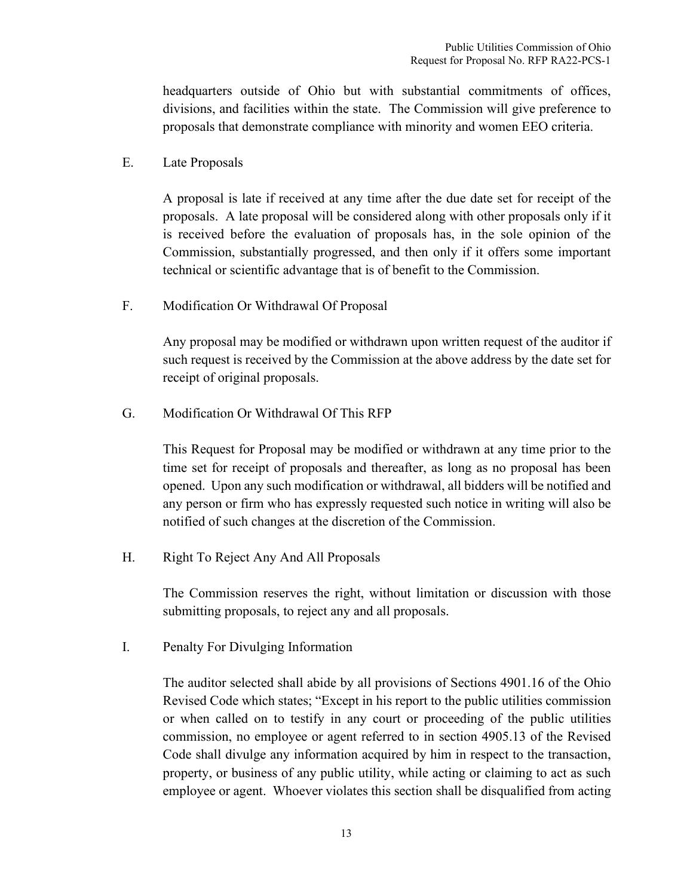headquarters outside of Ohio but with substantial commitments of offices, divisions, and facilities within the state. The Commission will give preference to proposals that demonstrate compliance with minority and women EEO criteria.

E. Late Proposals

A proposal is late if received at any time after the due date set for receipt of the proposals. A late proposal will be considered along with other proposals only if it is received before the evaluation of proposals has, in the sole opinion of the Commission, substantially progressed, and then only if it offers some important technical or scientific advantage that is of benefit to the Commission.

F. Modification Or Withdrawal Of Proposal

Any proposal may be modified or withdrawn upon written request of the auditor if such request is received by the Commission at the above address by the date set for receipt of original proposals.

G. Modification Or Withdrawal Of This RFP

This Request for Proposal may be modified or withdrawn at any time prior to the time set for receipt of proposals and thereafter, as long as no proposal has been opened. Upon any such modification or withdrawal, all bidders will be notified and any person or firm who has expressly requested such notice in writing will also be notified of such changes at the discretion of the Commission.

H. Right To Reject Any And All Proposals

The Commission reserves the right, without limitation or discussion with those submitting proposals, to reject any and all proposals.

I. Penalty For Divulging Information

The auditor selected shall abide by all provisions of Sections 4901.16 of the Ohio Revised Code which states; "Except in his report to the public utilities commission or when called on to testify in any court or proceeding of the public utilities commission, no employee or agent referred to in section 4905.13 of the Revised Code shall divulge any information acquired by him in respect to the transaction, property, or business of any public utility, while acting or claiming to act as such employee or agent. Whoever violates this section shall be disqualified from acting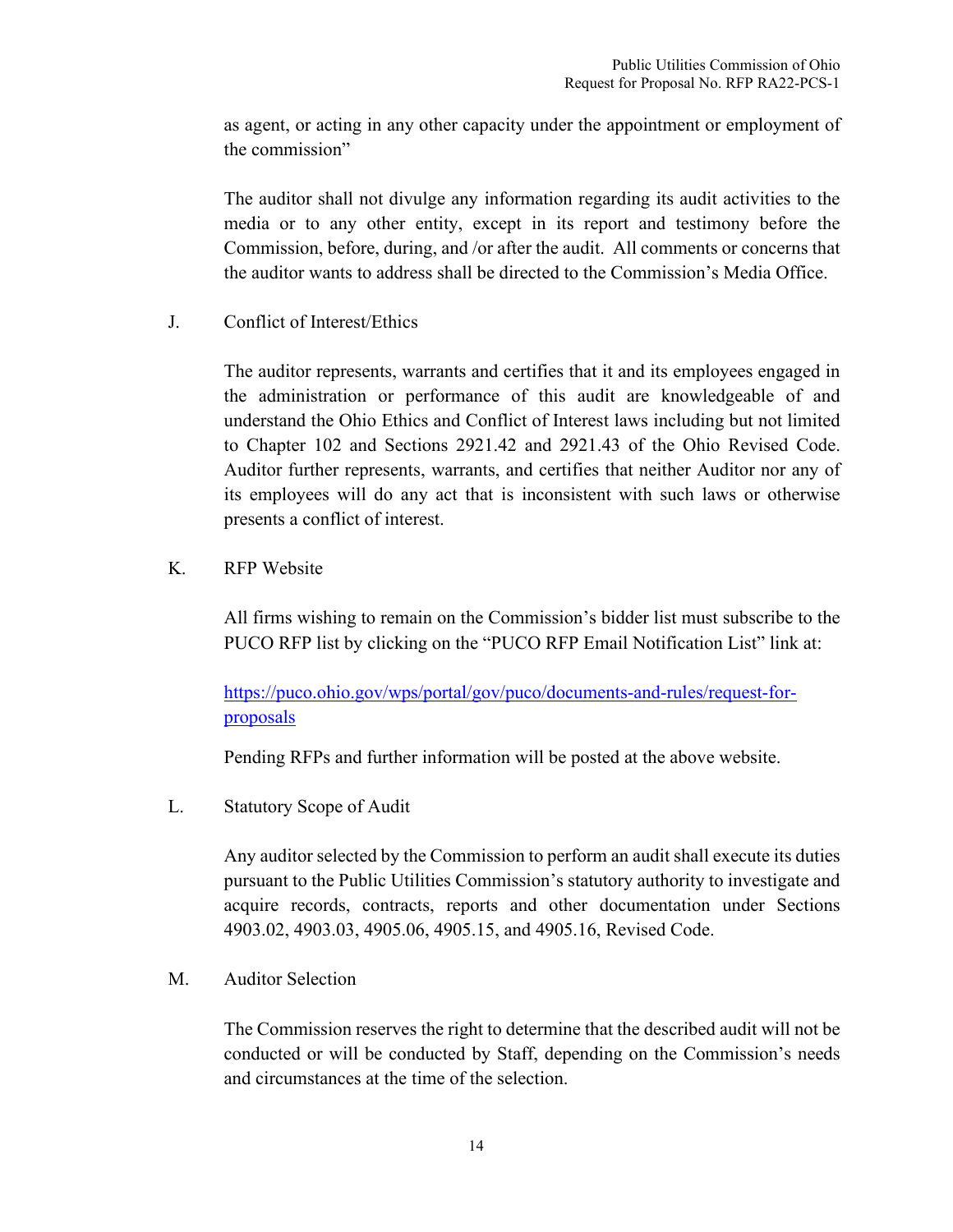as agent, or acting in any other capacity under the appointment or employment of the commission"

The auditor shall not divulge any information regarding its audit activities to the media or to any other entity, except in its report and testimony before the Commission, before, during, and /or after the audit. All comments or concerns that the auditor wants to address shall be directed to the Commission's Media Office.

J. Conflict of Interest/Ethics

The auditor represents, warrants and certifies that it and its employees engaged in the administration or performance of this audit are knowledgeable of and understand the Ohio Ethics and Conflict of Interest laws including but not limited to Chapter 102 and Sections 2921.42 and 2921.43 of the Ohio Revised Code. Auditor further represents, warrants, and certifies that neither Auditor nor any of its employees will do any act that is inconsistent with such laws or otherwise presents a conflict of interest.

K. RFP Website

All firms wishing to remain on the Commission's bidder list must subscribe to the PUCO RFP list by clicking on the "PUCO RFP Email Notification List" link at:

[https://puco.ohio.gov/wps/portal/gov/puco/documents-and-rules/request-for-proposals](https://puco.ohio.gov/wps/portal/gov/puco/documents-and-rules/request-for-proposals)

Pending RFPs and further information will be posted at the above website.

L. Statutory Scope of Audit

Any auditor selected by the Commission to perform an audit shall execute its duties pursuant to the Public Utilities Commission's statutory authority to investigate and acquire records, contracts, reports and other documentation under Sections 4903.02, 4903.03, 4905.06, 4905.15, and 4905.16, Revised Code.

M. Auditor Selection

The Commission reserves the right to determine that the described audit will not be conducted or will be conducted by Staff, depending on the Commission's needs and circumstances at the time of the selection.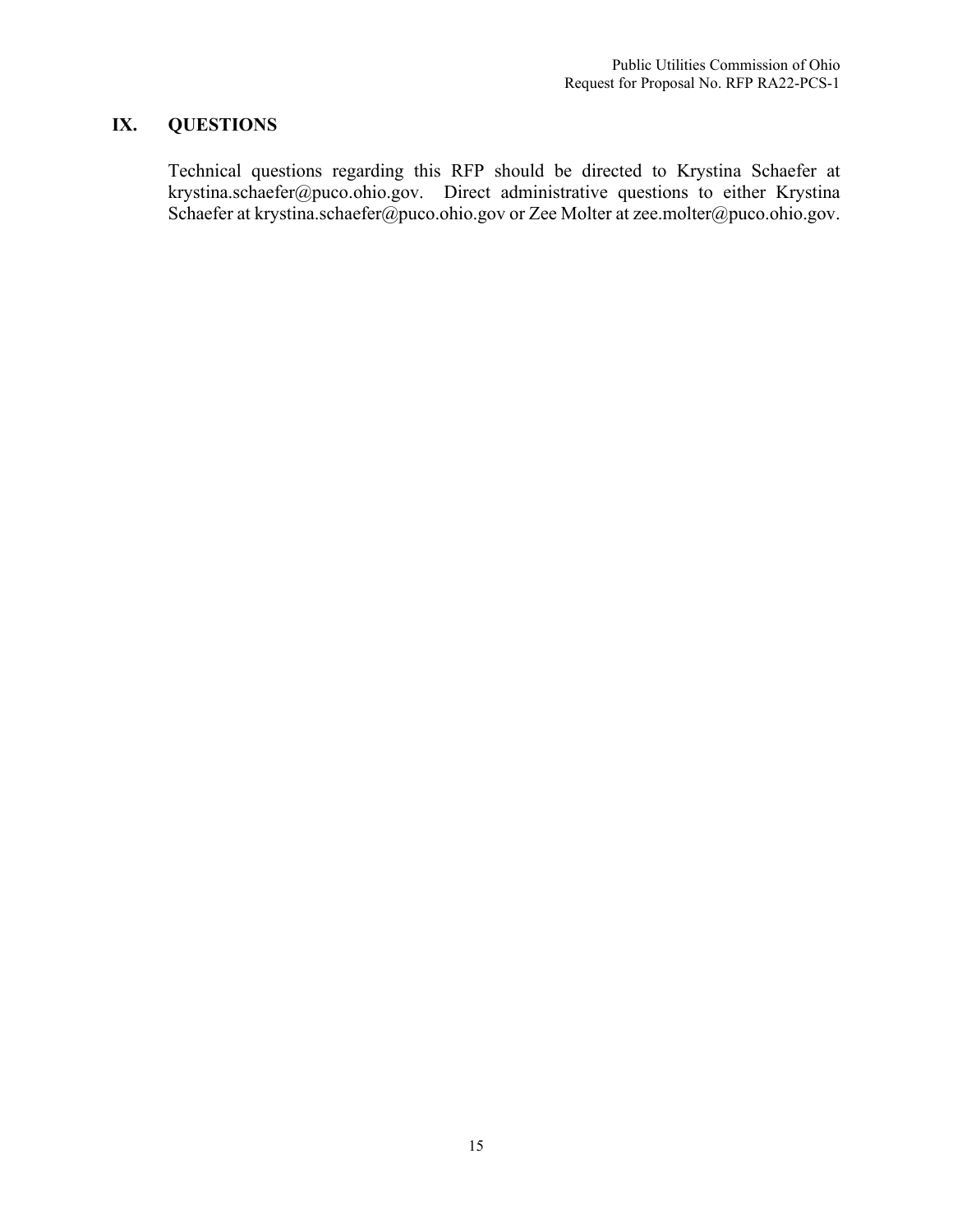## IX. QUESTIONS

Technical questions regarding this RFP should be directed to Krystina Schaefer at krystina.schaefer@puco.ohio.gov. Direct administrative questions to either Krystina Schaefer at krystina.schaefer@puco.ohio.gov or Zee Molter at zee.molter@puco.ohio.gov.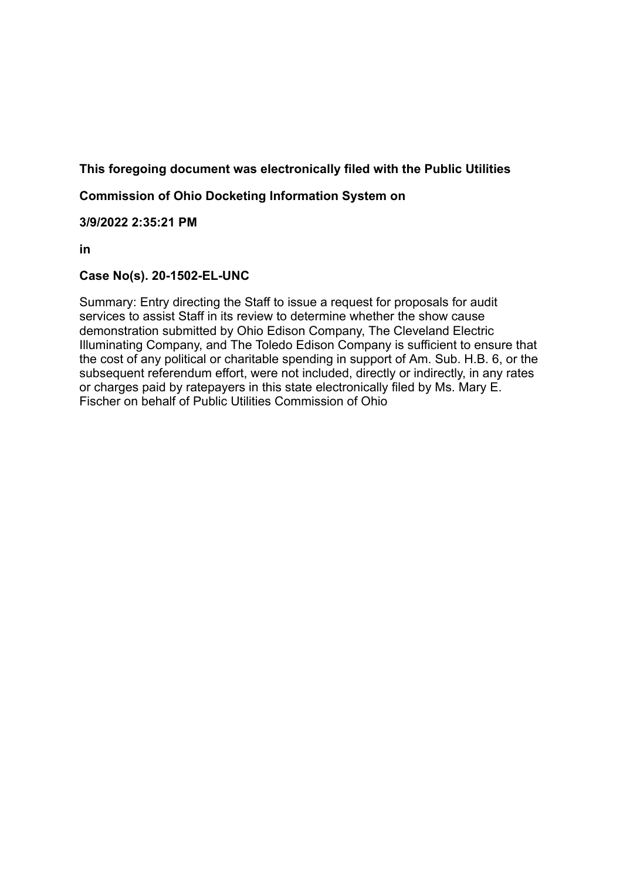**This foregoing document was electronically filed with the Public Utilities**

**Commission of Ohio Docketing Information System on**

**3/9/2022 2:35:21 PM**

**in**

**Case No(s). 20-1502-EL-UNC**

Summary: Entry directing the Staff to issue a request for proposals for audit services to assist Staff in its review to determine whether the show cause demonstration submitted by Ohio Edison Company, The Cleveland Electric Illuminating Company, and The Toledo Edison Company is sufficient to ensure that the cost of any political or charitable spending in support of Am. Sub. H.B. 6, or the subsequent referendum effort, were not included, directly or indirectly, in any rates or charges paid by ratepayers in this state electronically filed by Ms. Mary E. Fischer on behalf of Public Utilities Commission of Ohio